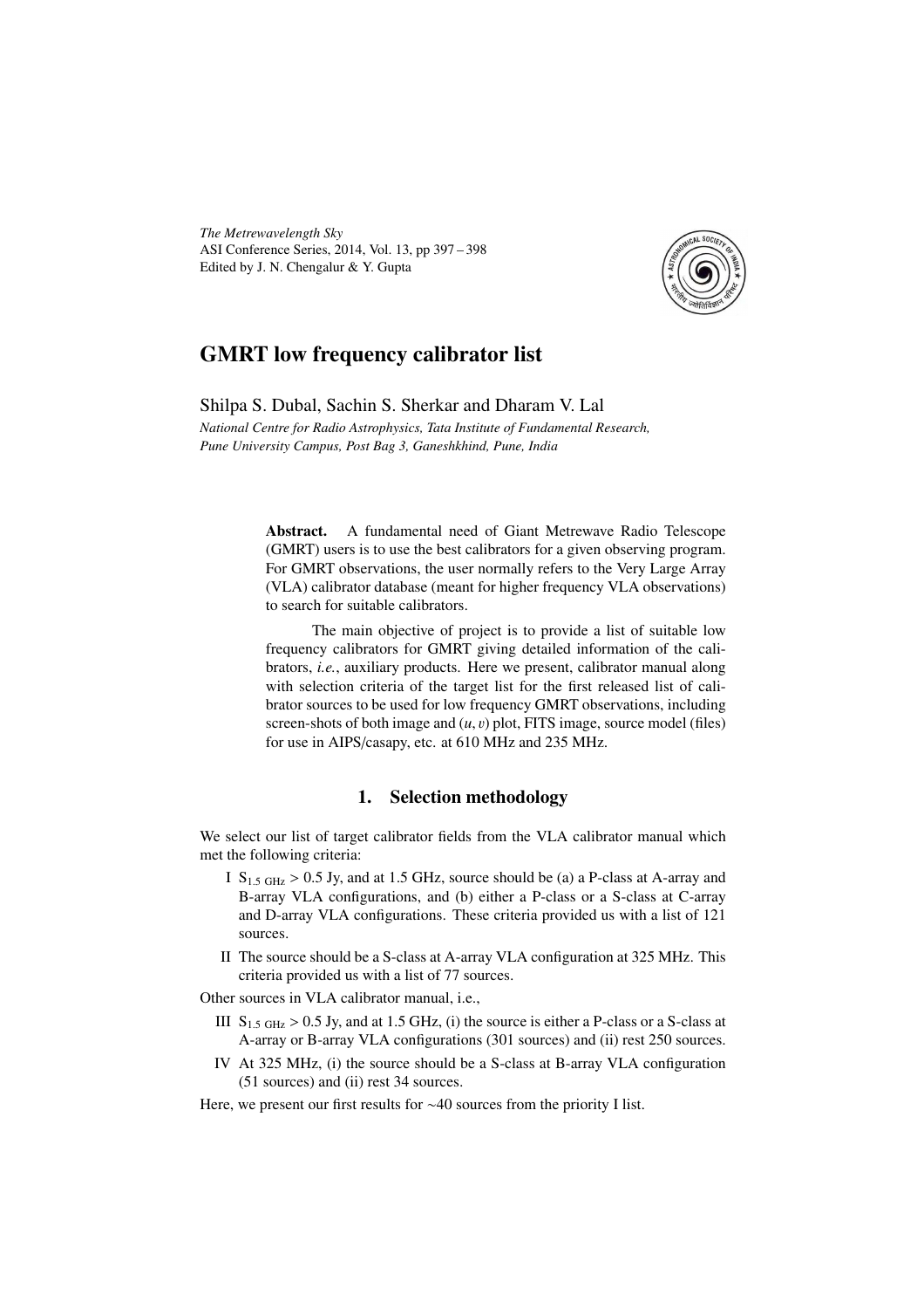# GMRT low frequency calibrator list

Shilpa S. Dubal, Sachin S. Sherkar and Dharam V. Lal

*National Centre for Radio Astrophysics, Tata Institute of Fundamental Research, Pune University Campus, Post Bag 3, Ganeshkhind, Pune, India*

**Abstract.** A fundamental need of Giant Metrewave Radio Telescope (GMRT) users is to use the best calibrators for a given observing program. For GMRT observations, the user normally refers to the Very Large Array (VLA) calibrator database (meant for higher frequency VLA observations) to search for suitable calibrators.

The main objective of project is to provide a list of suitable low frequency calibrators for GMRT giving detailed information of the calibrators, *i.e.*, auxiliary products. Here we present, calibrator manual along with selection criteria of the target list for the first released list of calibrator sources to be used for low frequency GMRT observations, including screen-shots of both image and $(u, v)$ plot, FITS image, source model (files) for use in AIPS/casapy, etc. at 610 MHz and 235 MHz.

## 1. Selection methodology

We select our list of target calibrator fields from the VLA calibrator manual which met the following criteria:

- I $S_{1.5\ \mathrm{GHz}} > 0.5$ Jy, and at 1.5 GHz, source should be (a) a P-class at A-array and B-array VLA configurations, and (b) either a P-class or a S-class at C-array and D-array VLA configurations. These criteria provided us with a list of 121 sources.
- II The source should be a S-class at A-array VLA configuration at 325 MHz. This criteria provided us with a list of 77 sources.

Other sources in VLA calibrator manual, i.e.,

- III $S_{1.5\ \mathrm{GHz}} > 0.5$ Jy, and at 1.5 GHz, (i) the source is either a P-class or a S-class at A-array or B-array VLA configurations (301 sources) and (ii) rest 250 sources.
- IV At 325 MHz, (i) the source should be a S-class at B-array VLA configuration (51 sources) and (ii) rest 34 sources.

Here, we present our first results for ~40 sources from the priority I list.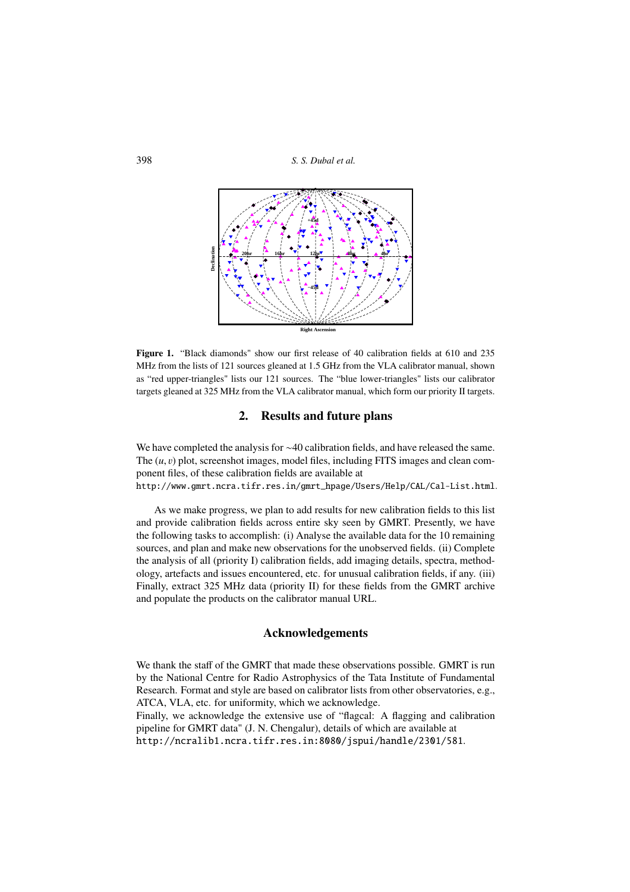Declination

20hr 16hr 12hr 8hr 4hr

+45d

-45d

Right Ascension

**Figure 1.** "Black diamonds" show our first release of 40 calibration fields at 610 and 235 MHz from the lists of 121 sources gleaned at 1.5 GHz from the VLA calibrator manual, shown as "red upper-triangles" lists our 121 sources. The "blue lower-triangles" lists our calibrator targets gleaned at 325 MHz from the VLA calibrator manual, which form our priority II targets.

## 2. Results and future plans

We have completed the analysis for ~40 calibration fields, and have released the same. The $(u, v)$ plot, screenshot images, model files, including FITS images and clean component files, of these calibration fields are available at
http://www.gmrt.ncra.tifr.res.in/gmrt_hpage/Users/Help/CAL/Cal-List.html.

As we make progress, we plan to add results for new calibration fields to this list and provide calibration fields across entire sky seen by GMRT. Presently, we have the following tasks to accomplish: (i) Analyse the available data for the 10 remaining sources, and plan and make new observations for the unobserved fields. (ii) Complete the analysis of all (priority I) calibration fields, add imaging details, spectra, methodology, artefacts and issues encountered, etc. for unusual calibration fields, if any. (iii) Finally, extract 325 MHz data (priority II) for these fields from the GMRT archive and populate the products on the calibrator manual URL.

## Acknowledgements

We thank the staff of the GMRT that made these observations possible. GMRT is run by the National Centre for Radio Astrophysics of the Tata Institute of Fundamental Research. Format and style are based on calibrator lists from other observatories, e.g., ATCA, VLA, etc. for uniformity, which we acknowledge.
Finally, we acknowledge the extensive use of "flagcal: A flagging and calibration pipeline for GMRT data" (J. N. Chengalur), details of which are available at
http://ncralib1.ncra.tifr.res.in:8080/jspui/handle/2301/581.